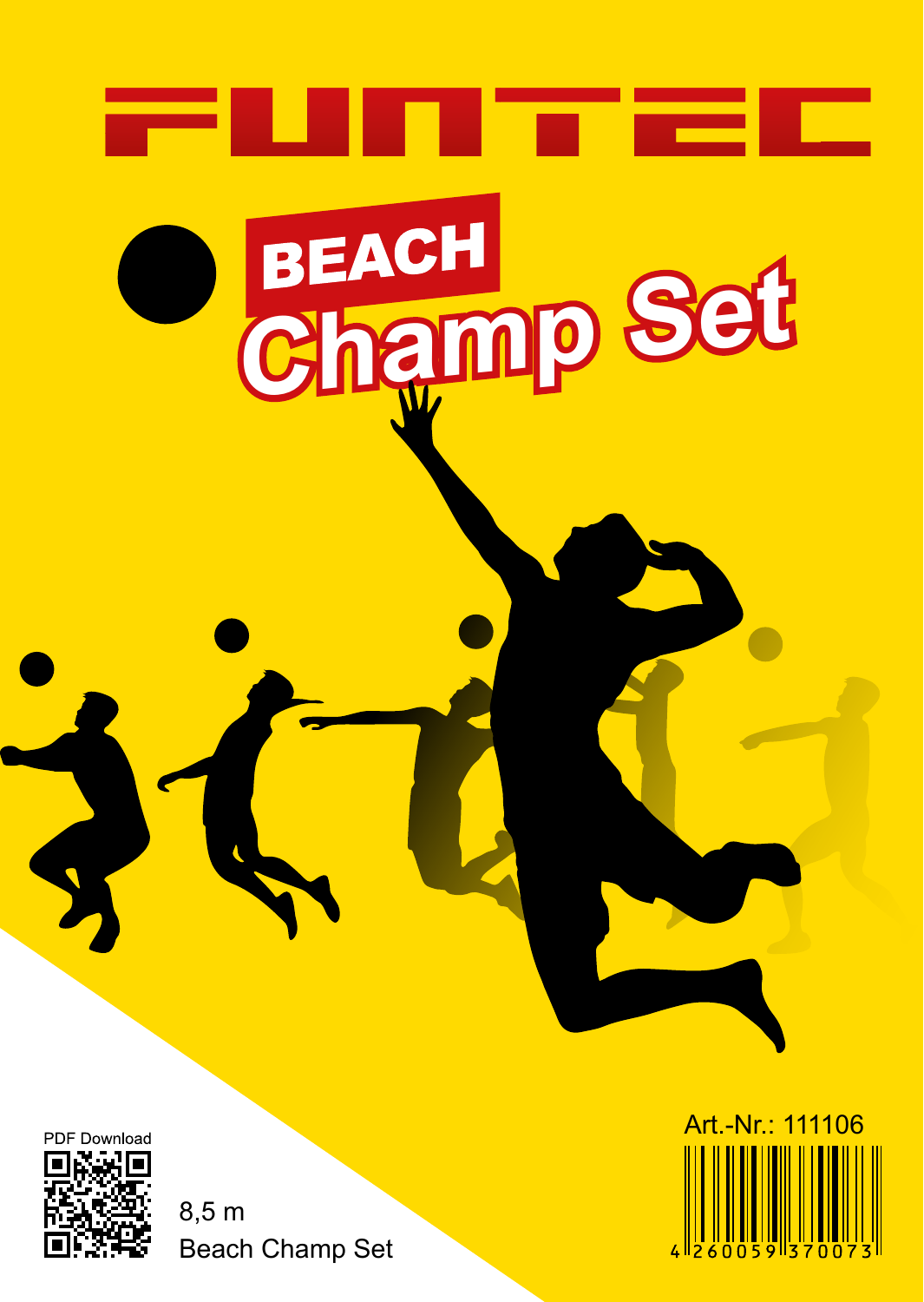# FUNTEC

## BEACH Champ Set

PDF Download

8,5 m

Beach Champ Set

Art.-Nr.: 111106

4 260059 370073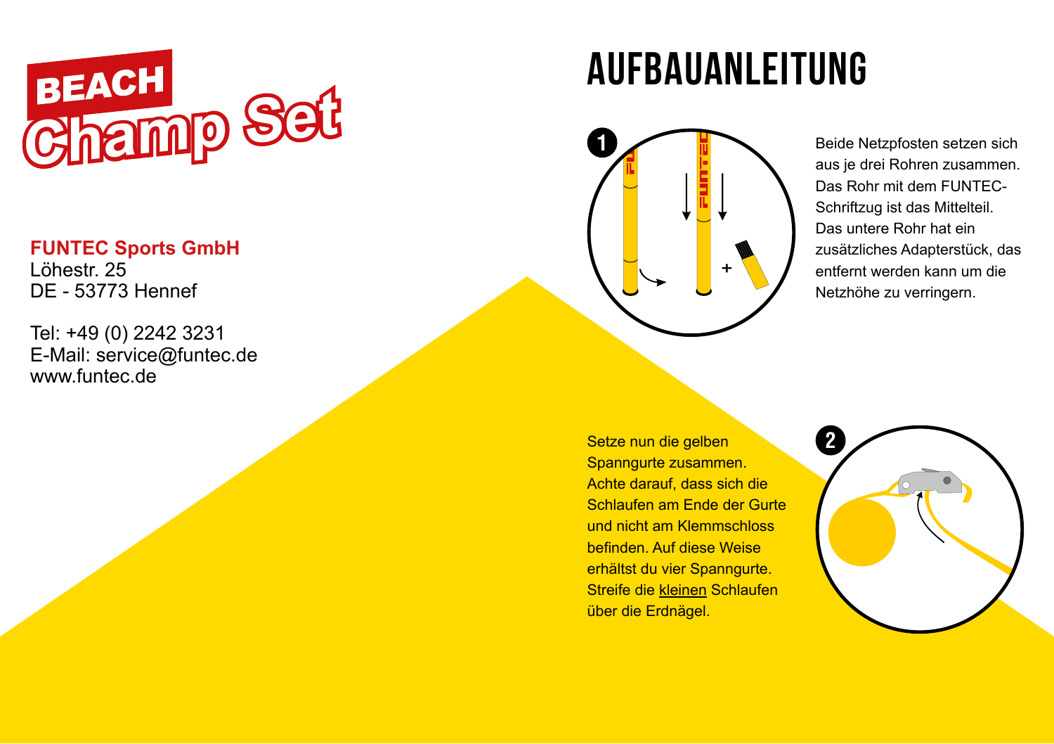BEACH Champ Set

**FUNTEC Sports GmbH**
Löhestr. 25
DE - 53773 Hennef

Tel: +49 (0) 2242 3231
E-Mail: service@funtec.de
www.funtec.de

# AUFBAUANLEITUNG

**1**

Beide Netzpfosten setzen sich aus je drei Rohren zusammen. Das Rohr mit dem FUNTEC-Schriftzug ist das Mittelteil. Das untere Rohr hat ein zusätzliches Adapterstück, das entfernt werden kann um die Netzhöhe zu verringern.

**2**

Setze nun die gelben Spanngurte zusammen. Achte darauf, dass sich die Schlaufen am Ende der Gurte und nicht am Klemmschloss befinden. Auf diese Weise erhältst du vier Spanngurte. Streife die kleinen Schlaufen über die Erdnägel.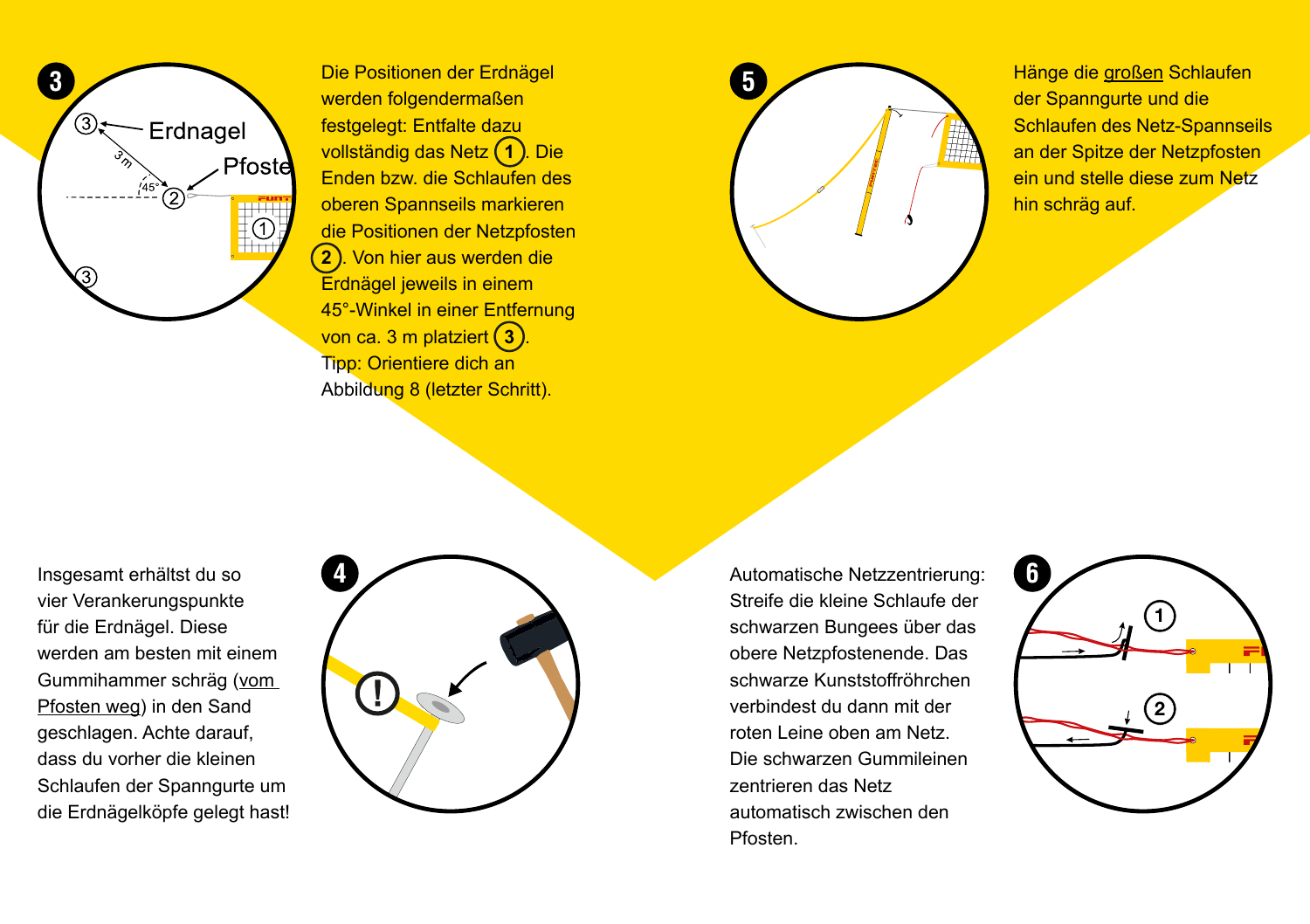## 3

Die Positionen der Erdnägel werden folgendermaßen festgelegt: Entfalte dazu vollständig das Netz (1). Die Enden bzw. die Schlaufen des oberen Spannseils markieren die Positionen der Netzpfosten (2). Von hier aus werden die Erdnägel jeweils in einem 45°-Winkel in einer Entfernung von ca. 3 m platziert (3). Tipp: Orientiere dich an Abbildung 8 (letzter Schritt).

## 4

Insgesamt erhältst du so vier Verankerungspunkte für die Erdnägel. Diese werden am besten mit einem Gummihammer schräg (vom Pfosten weg) in den Sand geschlagen. Achte darauf, dass du vorher die kleinen Schlaufen der Spanngurte um die Erdnägelköpfe gelegt hast!

## 5

Hänge die großen Schlaufen der Spanngurte und die Schlaufen des Netz-Spannseils an der Spitze der Netzpfosten ein und stelle diese zum Netz hin schräg auf.

## 6

Automatische Netzzentrierung: Streife die kleine Schlaufe der schwarzen Bungees über das obere Netzpfostenende. Das schwarze Kunststoffröhrchen verbindest du dann mit der roten Leine oben am Netz. Die schwarzen Gummileinen zentrieren das Netz automatisch zwischen den Pfosten.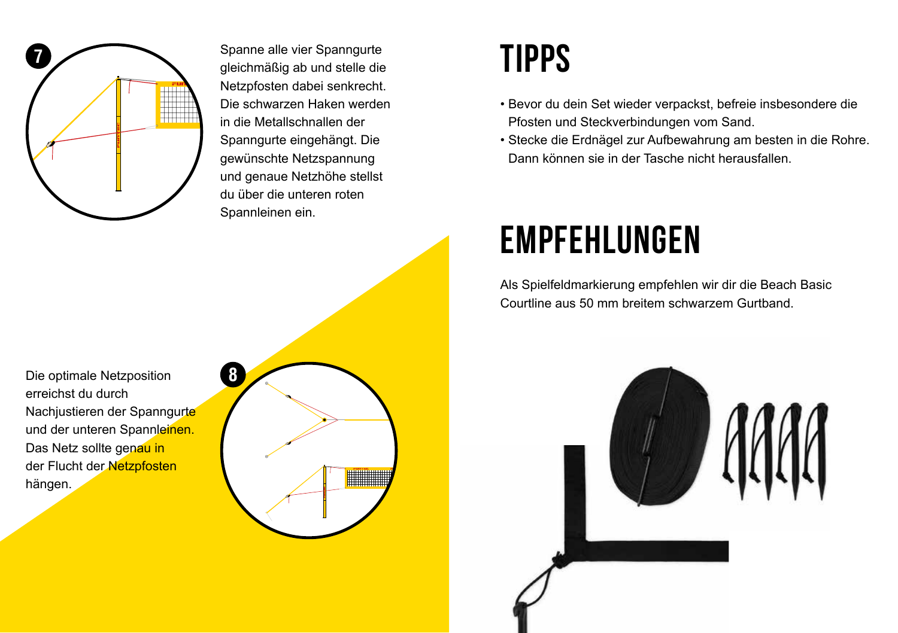7

Spanne alle vier Spanngurte gleichmäßig ab und stelle die Netzpfosten dabei senkrecht. Die schwarzen Haken werden in die Metallschnallen der Spanngurte eingehängt. Die gewünschte Netzspannung und genaue Netzhöhe stellst du über die unteren roten Spannleinen ein.

8

Die optimale Netzposition erreichst du durch Nachjustieren der Spanngurte und der unteren Spannleinen. Das Netz sollte genau in der Flucht der Netzpfosten hängen.

# TIPPS

- Bevor du dein Set wieder verpackst, befreie insbesondere die Pfosten und Steckverbindungen vom Sand.
- Stecke die Erdnägel zur Aufbewahrung am besten in die Rohre. Dann können sie in der Tasche nicht herausfallen.

# EMPFEHLUNGEN

Als Spielfeldmarkierung empfehlen wir dir die Beach Basic Courtline aus 50 mm breitem schwarzem Gurtband.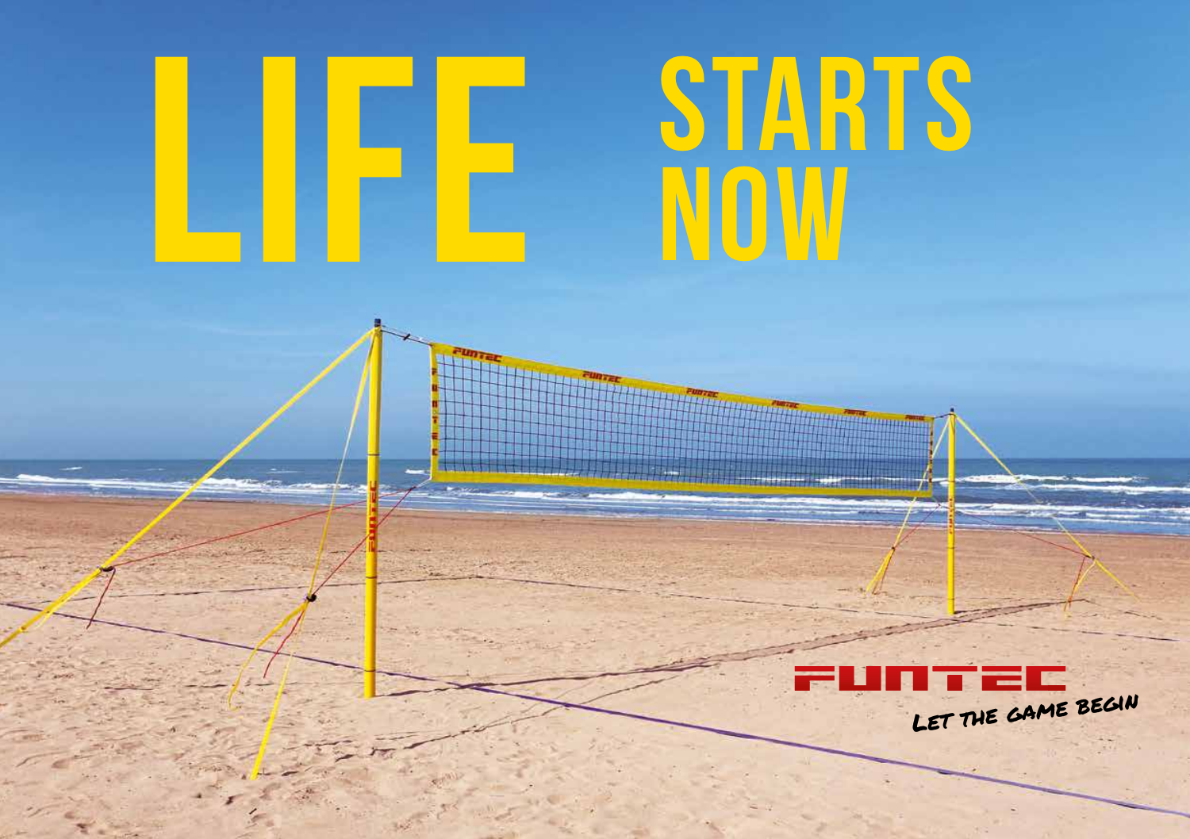# LIFE STARTS NOW

FUNTEC

LET THE GAME BEGIN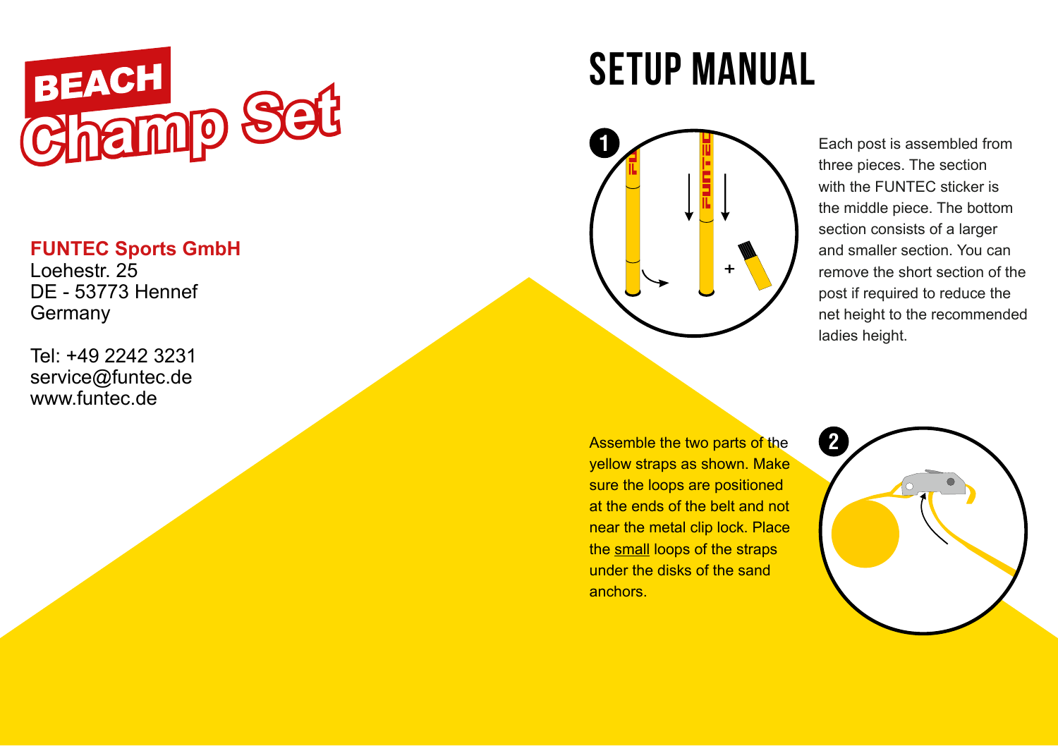# BEACH Champ Set

**FUNTEC Sports GmbH**
Loehestr. 25
DE - 53773 Hennef
Germany

Tel: +49 2242 3231
service@funtec.de
www.funtec.de

# SETUP MANUAL

**1**

Each post is assembled from three pieces. The section with the FUNTEC sticker is the middle piece. The bottom section consists of a larger and smaller section. You can remove the short section of the post if required to reduce the net height to the recommended ladies height.

**2**

Assemble the two parts of the yellow straps as shown. Make sure the loops are positioned at the ends of the belt and not near the metal clip lock. Place the small loops of the straps under the disks of the sand anchors.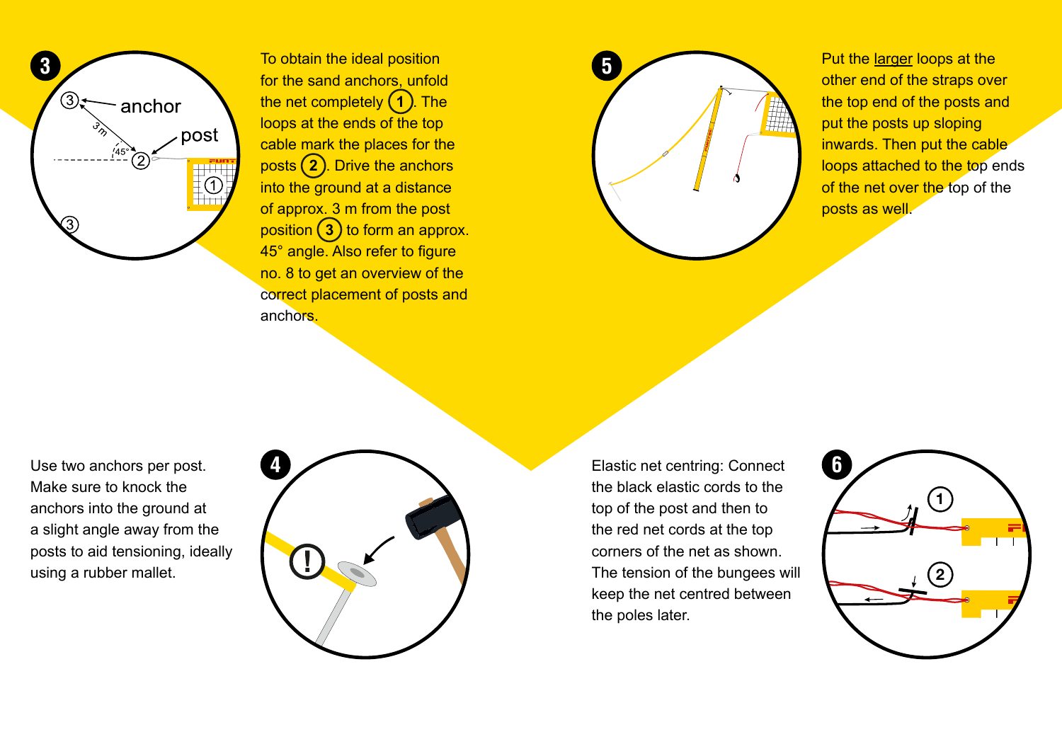**3**

To obtain the ideal position for the sand anchors, unfold the net completely (1). The loops at the ends of the top cable mark the places for the posts (2). Drive the anchors into the ground at a distance of approx. 3 m from the post position (3) to form an approx. 45° angle. Also refer to figure no. 8 to get an overview of the correct placement of posts and anchors.

**5**

Put the larger loops at the other end of the straps over the top end of the posts and put the posts up sloping inwards. Then put the cable loops attached to the top ends of the net over the top of the posts as well.

**4**

Use two anchors per post. Make sure to knock the anchors into the ground at a slight angle away from the posts to aid tensioning, ideally using a rubber mallet.

**6**

Elastic net centring: Connect the black elastic cords to the top of the post and then to the red net cords at the top corners of the net as shown. The tension of the bungees will keep the net centred between the poles later.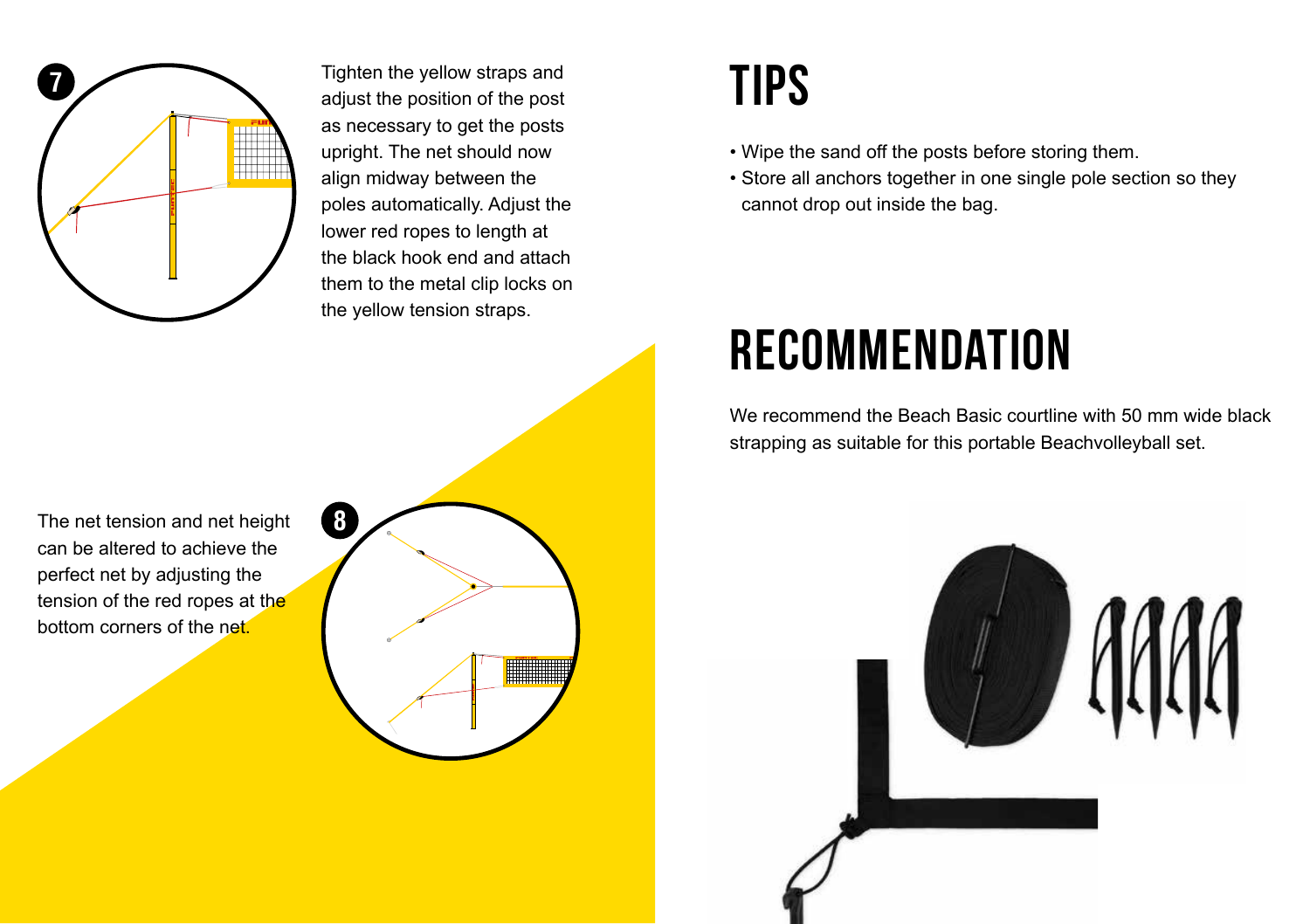**7**

Tighten the yellow straps and adjust the position of the post as necessary to get the posts upright. The net should now align midway between the poles automatically. Adjust the lower red ropes to length at the black hook end and attach them to the metal clip locks on the yellow tension straps.

**8**

The net tension and net height can be altered to achieve the perfect net by adjusting the tension of the red ropes at the bottom corners of the net.

# TIPS

- Wipe the sand off the posts before storing them.
- Store all anchors together in one single pole section so they cannot drop out inside the bag.

# RECOMMENDATION

We recommend the Beach Basic courtline with 50 mm wide black strapping as suitable for this portable Beachvolleyball set.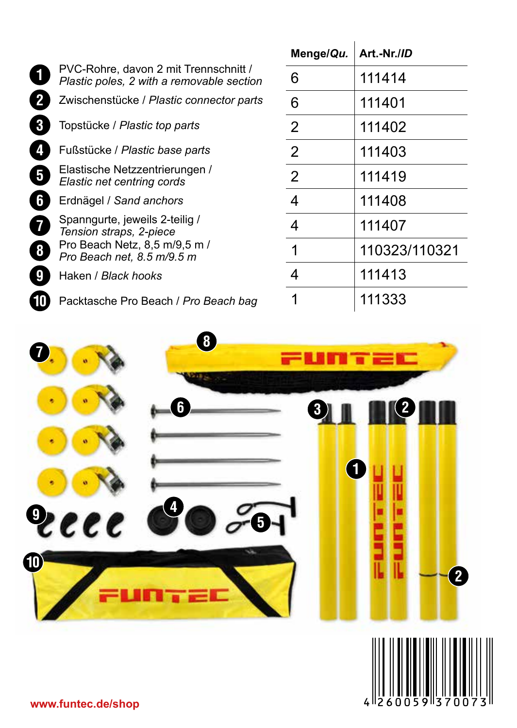| | | Menge/*Qu.* | Art.-Nr./*ID* |
|---|---|---|---|
| 1 | PVC-Rohre, davon 2 mit Trennschnitt / *Plastic poles, 2 with a removable section* | 6 | 111414 |
| 2 | Zwischenstücke / *Plastic connector parts* | 6 | 111401 |
| 3 | Topstücke / *Plastic top parts* | 2 | 111402 |
| 4 | Fußstücke / *Plastic base parts* | 2 | 111403 |
| 5 | Elastische Netzzentrierungen / *Elastic net centring cords* | 2 | 111419 |
| 6 | Erdnägel / *Sand anchors* | 4 | 111408 |
| 7 | Spanngurte, jeweils 2-teilig / *Tension straps, 2-piece* | 4 | 111407 |
| 8 | Pro Beach Netz, 8,5 m/9,5 m / *Pro Beach net, 8.5 m/9.5 m* | 1 | 110323/110321 |
| 9 | Haken / *Black hooks* | 4 | 111413 |
| 10 | Packtasche Pro Beach / *Pro Beach bag* | 1 | 111333 |

4 260059 370073

**www.funtec.de/shop**